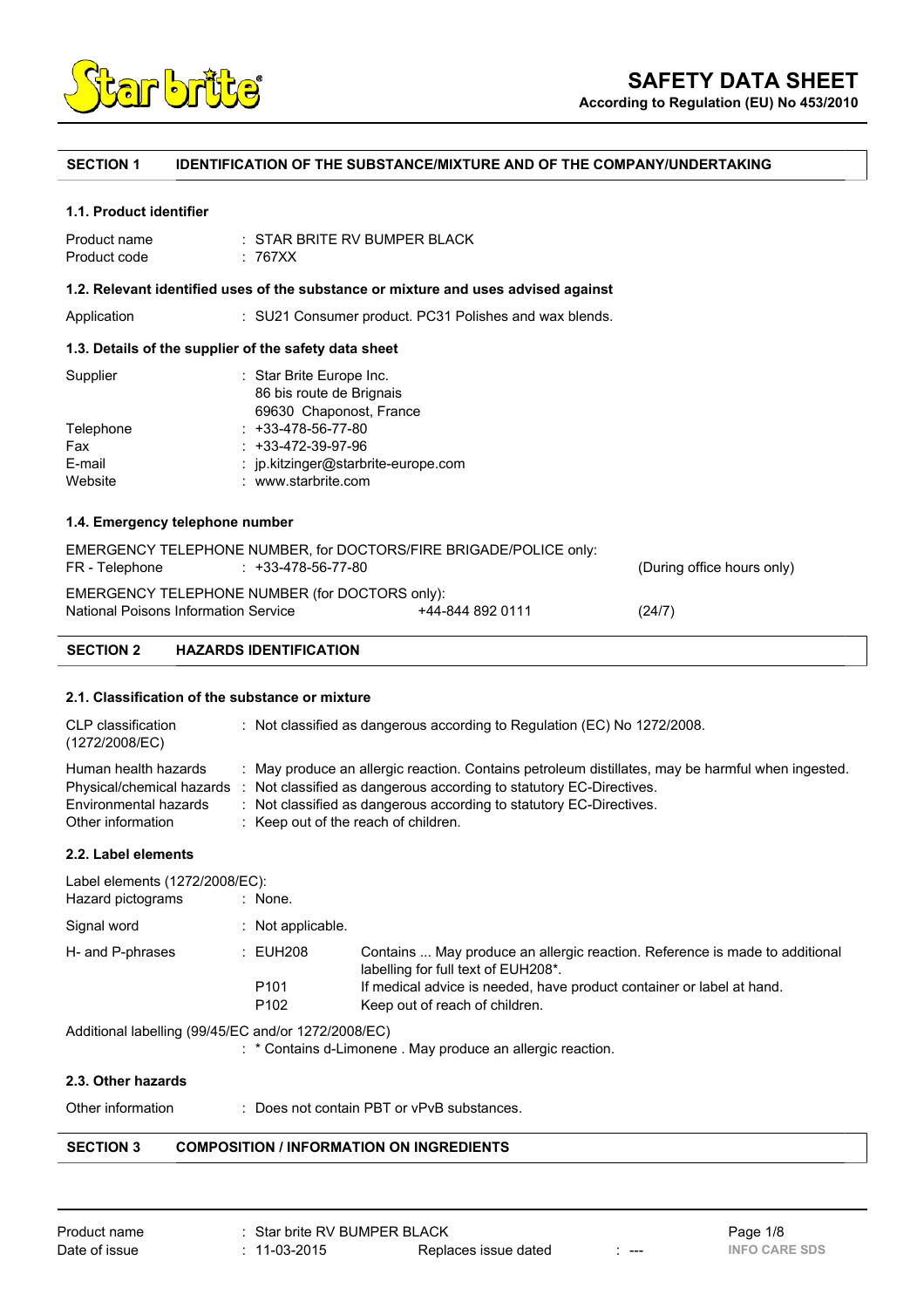# SAFETY DATA SHEET

**According to Regulation (EU) No 453/2010**

## SECTION 1 IDENTIFICATION OF THE SUBSTANCE/MIXTURE AND OF THE COMPANY/UNDERTAKING

### 1.1. Product identifier

| | |
|---|---|
| Product name | : STAR BRITE RV BUMPER BLACK |
| Product code | : 767XX |

### 1.2. Relevant identified uses of the substance or mixture and uses advised against

| | |
|---|---|
| Application | : SU21 Consumer product. PC31 Polishes and wax blends. |

### 1.3. Details of the supplier of the safety data sheet

| | |
|---|---|
| Supplier | : Star Brite Europe Inc.<br>86 bis route de Brignais<br>69630 Chaponost, France |
| Telephone | : +33-478-56-77-80 |
| Fax | : +33-472-39-97-96 |
| E-mail | : jp.kitzinger@starbrite-europe.com |
| Website | : www.starbrite.com |

### 1.4. Emergency telephone number

EMERGENCY TELEPHONE NUMBER, for DOCTORS/FIRE BRIGADE/POLICE only:

| | | |
|---|---|---|
| FR - Telephone | : +33-478-56-77-80 | (During office hours only) |

EMERGENCY TELEPHONE NUMBER (for DOCTORS only):

| | | |
|---|---|---|
| National Poisons Information Service | +44-844 892 0111 | (24/7) |

## SECTION 2 HAZARDS IDENTIFICATION

### 2.1. Classification of the substance or mixture

| | |
|---|---|
| CLP classification (1272/2008/EC) | : Not classified as dangerous according to Regulation (EC) No 1272/2008. |
| Human health hazards | : May produce an allergic reaction. Contains petroleum distillates, may be harmful when ingested. |
| Physical/chemical hazards | : Not classified as dangerous according to statutory EC-Directives. |
| Environmental hazards | : Not classified as dangerous according to statutory EC-Directives. |
| Other information | : Keep out of the reach of children. |

### 2.2. Label elements

Label elements (1272/2008/EC):

| | | |
|---|---|---|
| Hazard pictograms | : None. | |
| Signal word | : Not applicable. | |
| H- and P-phrases | : EUH208 | Contains ... May produce an allergic reaction. Reference is made to additional labelling for full text of EUH208*. |
| | P101 | If medical advice is needed, have product container or label at hand. |
| | P102 | Keep out of reach of children. |

Additional labelling (99/45/EC and/or 1272/2008/EC)

: * Contains d-Limonene . May produce an allergic reaction.

### 2.3. Other hazards

| | |
|---|---|
| Other information | : Does not contain PBT or vPvB substances. |

## SECTION 3 COMPOSITION / INFORMATION ON INGREDIENTS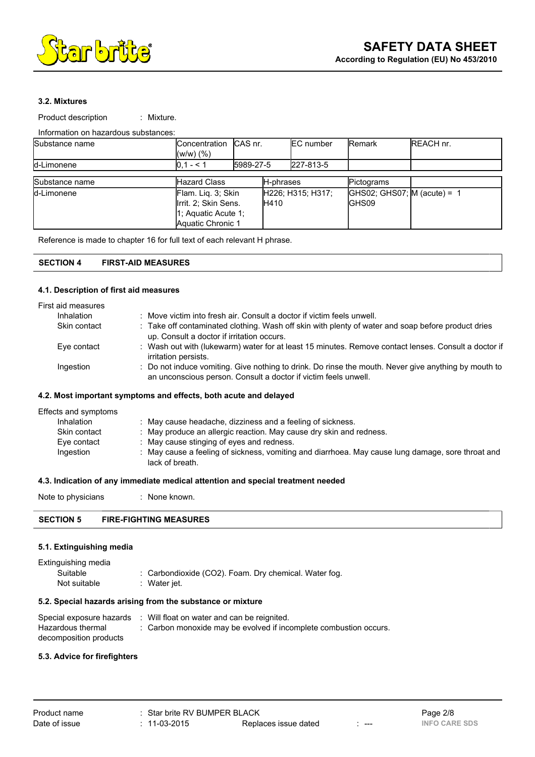### 3.2. Mixtures

Product description : Mixture.

Information on hazardous substances:

| Substance name | Concentration (w/w) (%) | CAS nr. | EC number | Remark | REACH nr. |
|---|---|---|---|---|---|
| d-Limonene | 0,1 - < 1 | 5989-27-5 | 227-813-5 | | |

| Substance name | Hazard Class | H-phrases | Pictograms | |
|---|---|---|---|---|
| d-Limonene | Flam. Liq. 3; Skin Irrit. 2; Skin Sens. 1; Aquatic Acute 1; Aquatic Chronic 1 | H226; H315; H317; H410 | GHS02; GHS07; GHS09 | M (acute) = 1 |

Reference is made to chapter 16 for full text of each relevant H phrase.

## SECTION 4 FIRST-AID MEASURES

### 4.1. Description of first aid measures

First aid measures

- Inhalation : Move victim into fresh air. Consult a doctor if victim feels unwell.
- Skin contact : Take off contaminated clothing. Wash off skin with plenty of water and soap before product dries up. Consult a doctor if irritation occurs.
- Eye contact : Wash out with (lukewarm) water for at least 15 minutes. Remove contact lenses. Consult a doctor if irritation persists.
- Ingestion : Do not induce vomiting. Give nothing to drink. Do rinse the mouth. Never give anything by mouth to an unconscious person. Consult a doctor if victim feels unwell.

### 4.2. Most important symptoms and effects, both acute and delayed

Effects and symptoms

- Inhalation : May cause headache, dizziness and a feeling of sickness.
- Skin contact : May produce an allergic reaction. May cause dry skin and redness.
- Eye contact : May cause stinging of eyes and redness.
- Ingestion : May cause a feeling of sickness, vomiting and diarrhoea. May cause lung damage, sore throat and lack of breath.

### 4.3. Indication of any immediate medical attention and special treatment needed

Note to physicians : None known.

## SECTION 5 FIRE-FIGHTING MEASURES

### 5.1. Extinguishing media

Extinguishing media

- Suitable : Carbondioxide ($CO_2$). Foam. Dry chemical. Water fog.
- Not suitable : Water jet.

### 5.2. Special hazards arising from the substance or mixture

Special exposure hazards : Will float on water and can be reignited.

Hazardous thermal decomposition products : Carbon monoxide may be evolved if incomplete combustion occurs.

### 5.3. Advice for firefighters

Product name : Star brite RV BUMPER BLACK

Date of issue : 11-03-2015 Replaces issue dated : ---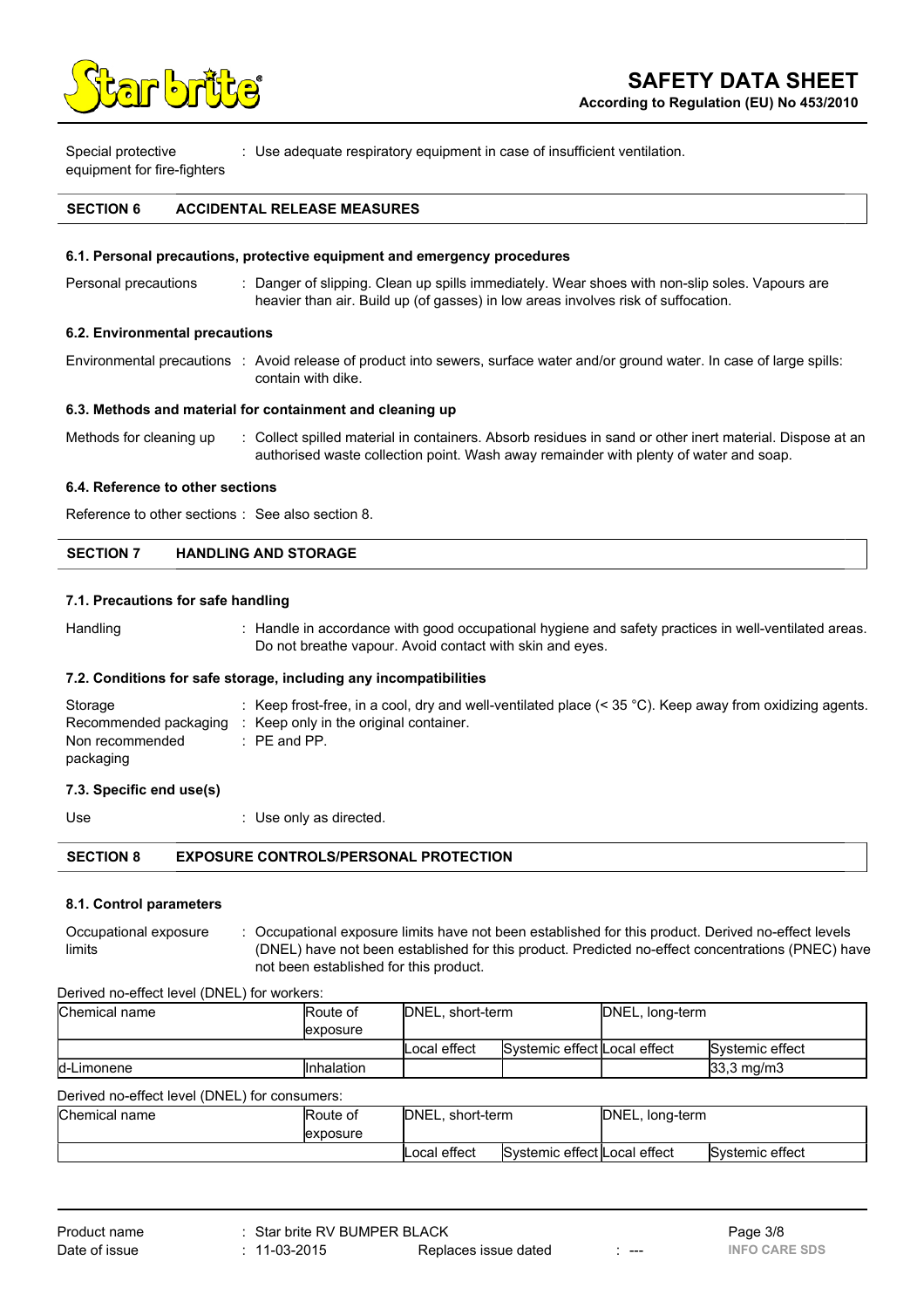Special protective equipment for fire-fighters : Use adequate respiratory equipment in case of insufficient ventilation.

## SECTION 6 ACCIDENTAL RELEASE MEASURES

### 6.1. Personal precautions, protective equipment and emergency procedures

Personal precautions : Danger of slipping. Clean up spills immediately. Wear shoes with non-slip soles. Vapours are heavier than air. Build up (of gasses) in low areas involves risk of suffocation.

### 6.2. Environmental precautions

Environmental precautions : Avoid release of product into sewers, surface water and/or ground water. In case of large spills: contain with dike.

### 6.3. Methods and material for containment and cleaning up

Methods for cleaning up : Collect spilled material in containers. Absorb residues in sand or other inert material. Dispose at an authorised waste collection point. Wash away remainder with plenty of water and soap.

### 6.4. Reference to other sections

Reference to other sections : See also section 8.

## SECTION 7 HANDLING AND STORAGE

### 7.1. Precautions for safe handling

Handling : Handle in accordance with good occupational hygiene and safety practices in well-ventilated areas. Do not breathe vapour. Avoid contact with skin and eyes.

### 7.2. Conditions for safe storage, including any incompatibilities

Storage : Keep frost-free, in a cool, dry and well-ventilated place (< 35 °C). Keep away from oxidizing agents.
Recommended packaging : Keep only in the original container.
Non recommended packaging : PE and PP.

### 7.3. Specific end use(s)

Use : Use only as directed.

## SECTION 8 EXPOSURE CONTROLS/PERSONAL PROTECTION

### 8.1. Control parameters

Occupational exposure limits : Occupational exposure limits have not been established for this product. Derived no-effect levels (DNEL) have not been established for this product. Predicted no-effect concentrations (PNEC) have not been established for this product.

Derived no-effect level (DNEL) for workers:

| Chemical name | Route of exposure | DNEL, short-term | | DNEL, long-term | |
|---|---|---|---|---|---|
| | | Local effect | Systemic effect | Local effect | Systemic effect |
| d-Limonene | Inhalation | | | | 33,3 mg/m3 |

Derived no-effect level (DNEL) for consumers:

| Chemical name | Route of exposure | DNEL, short-term | | DNEL, long-term | |
|---|---|---|---|---|---|
| | | Local effect | Systemic effect | Local effect | Systemic effect |

Product name : Star brite RV BUMPER BLACK
Date of issue : 11-03-2015 Replaces issue dated : ---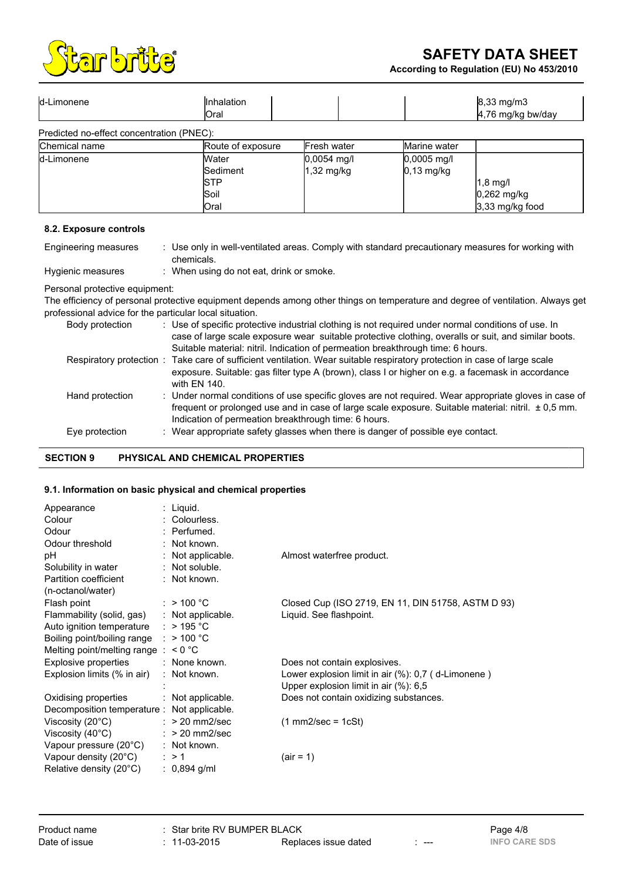| d-Limonene | Inhalation<br>Oral | | | | 8,33 mg/m3<br>4,76 mg/kg bw/day |
|---|---|---|---|---|---|

Predicted no-effect concentration (PNEC):

| Chemical name | Route of exposure | Fresh water | Marine water | |
|---|---|---|---|---|
| d-Limonene | Water<br>Sediment<br>STP<br>Soil<br>Oral | 0,0054 mg/l<br>1,32 mg/kg | 0,0005 mg/l<br>0,13 mg/kg | <br><br>1,8 mg/l<br>0,262 mg/kg<br>3,33 mg/kg food |

### 8.2. Exposure controls

Engineering measures : Use only in well-ventilated areas. Comply with standard precautionary measures for working with chemicals.

Hygienic measures : When using do not eat, drink or smoke.

Personal protective equipment:

The efficiency of personal protective equipment depends among other things on temperature and degree of ventilation. Always get professional advice for the particular local situation.

Body protection : Use of specific protective industrial clothing is not required under normal conditions of use. In case of large scale exposure wear suitable protective clothing, overalls or suit, and similar boots. Suitable material: nitril. Indication of permeation breakthrough time: 6 hours.

Respiratory protection : Take care of sufficient ventilation. Wear suitable respiratory protection in case of large scale exposure. Suitable: gas filter type A (brown), class I or higher on e.g. a facemask in accordance with EN 140.

Hand protection : Under normal conditions of use specific gloves are not required. Wear appropriate gloves in case of frequent or prolonged use and in case of large scale exposure. Suitable material: nitril. ± 0,5 mm. Indication of permeation breakthrough time: 6 hours.

Eye protection : Wear appropriate safety glasses when there is danger of possible eye contact.

## SECTION 9 PHYSICAL AND CHEMICAL PROPERTIES

### 9.1. Information on basic physical and chemical properties

| Property | Value | Remarks |
|---|---|---|
| Appearance | Liquid. | |
| Colour | Colourless. | |
| Odour | Perfumed. | |
| Odour threshold | Not known. | |
| pH | Not applicable. | Almost waterfree product. |
| Solubility in water | Not soluble. | |
| Partition coefficient (n-octanol/water) | Not known. | |
| Flash point | > 100 °C | Closed Cup (ISO 2719, EN 11, DIN 51758, ASTM D 93) |
| Flammability (solid, gas) | Not applicable. | Liquid. See flashpoint. |
| Auto ignition temperature | > 195 °C | |
| Boiling point/boiling range | > 100 °C | |
| Melting point/melting range | < 0 °C | |
| Explosive properties | None known. | Does not contain explosives. |
| Explosion limits (% in air) | Not known. | Lower explosion limit in air (%): 0,7 ( d-Limonene )<br>Upper explosion limit in air (%): 6,5 |
| Oxidising properties | Not applicable. | Does not contain oxidizing substances. |
| Decomposition temperature | Not applicable. | |
| Viscosity (20°C) | > 20 mm2/sec | (1 mm2/sec = 1cSt) |
| Viscosity (40°C) | > 20 mm2/sec | |
| Vapour pressure (20°C) | Not known. | |
| Vapour density (20°C) | > 1 | (air = 1) |
| Relative density (20°C) | 0,894 g/ml | |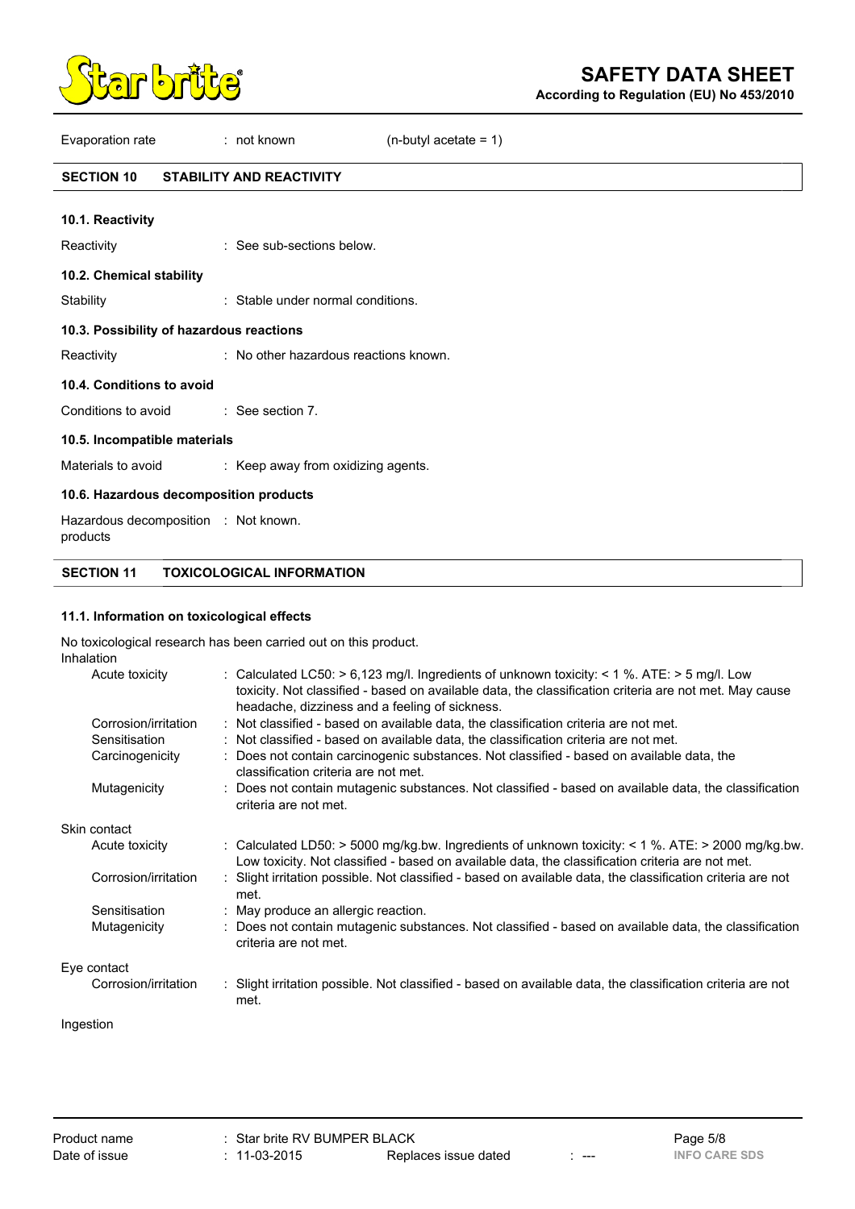| | | |
|---|---|---|
| Evaporation rate | : not known | (n-butyl acetate = 1) |

## SECTION 10 STABILITY AND REACTIVITY

### 10.1. Reactivity

Reactivity : See sub-sections below.

### 10.2. Chemical stability

Stability : Stable under normal conditions.

### 10.3. Possibility of hazardous reactions

Reactivity : No other hazardous reactions known.

### 10.4. Conditions to avoid

Conditions to avoid : See section 7.

### 10.5. Incompatible materials

Materials to avoid : Keep away from oxidizing agents.

### 10.6. Hazardous decomposition products

Hazardous decomposition products : Not known.

## SECTION 11 TOXICOLOGICAL INFORMATION

### 11.1. Information on toxicological effects

No toxicological research has been carried out on this product.

**Inhalation**

| | |
|---|---|
| Acute toxicity | : Calculated LC50: > 6,123 mg/l. Ingredients of unknown toxicity: < 1 %. ATE: > 5 mg/l. Low toxicity. Not classified - based on available data, the classification criteria are not met. May cause headache, dizziness and a feeling of sickness. |
| Corrosion/irritation | : Not classified - based on available data, the classification criteria are not met. |
| Sensitisation | : Not classified - based on available data, the classification criteria are not met. |
| Carcinogenicity | : Does not contain carcinogenic substances. Not classified - based on available data, the classification criteria are not met. |
| Mutagenicity | : Does not contain mutagenic substances. Not classified - based on available data, the classification criteria are not met. |

**Skin contact**

| | |
|---|---|
| Acute toxicity | : Calculated LD50: > 5000 mg/kg.bw. Ingredients of unknown toxicity: < 1 %. ATE: > 2000 mg/kg.bw. Low toxicity. Not classified - based on available data, the classification criteria are not met. |
| Corrosion/irritation | : Slight irritation possible. Not classified - based on available data, the classification criteria are not met. |
| Sensitisation | : May produce an allergic reaction. |
| Mutagenicity | : Does not contain mutagenic substances. Not classified - based on available data, the classification criteria are not met. |

**Eye contact**

| | |
|---|---|
| Corrosion/irritation | : Slight irritation possible. Not classified - based on available data, the classification criteria are not met. |

**Ingestion**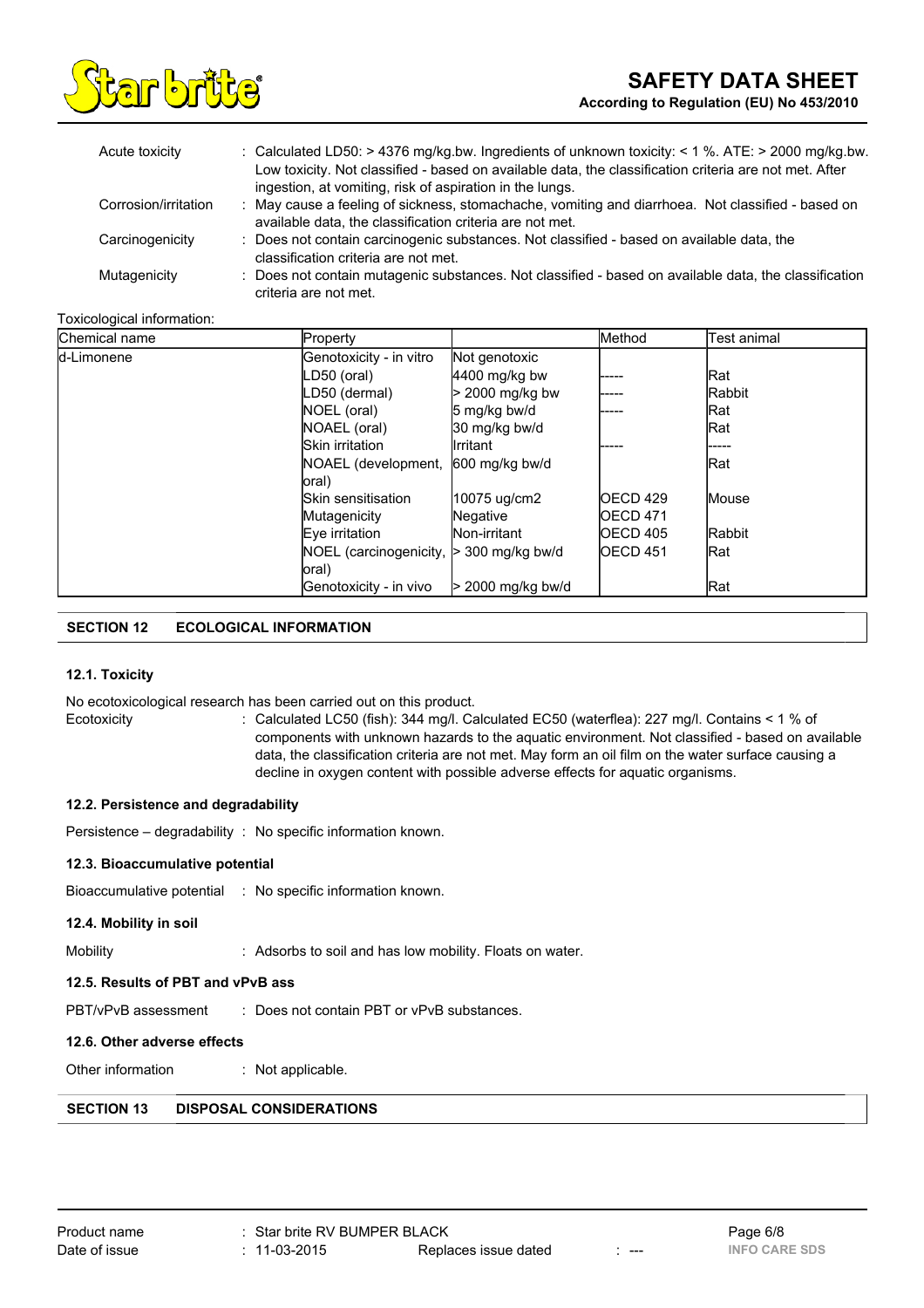| | |
|---|---|
| Acute toxicity | : Calculated LD50: > 4376 mg/kg.bw. Ingredients of unknown toxicity: < 1 %. ATE: > 2000 mg/kg.bw. Low toxicity. Not classified - based on available data, the classification criteria are not met. After ingestion, at vomiting, risk of aspiration in the lungs. |
| Corrosion/irritation | : May cause a feeling of sickness, stomachache, vomiting and diarrhoea. Not classified - based on available data, the classification criteria are not met. |
| Carcinogenicity | : Does not contain carcinogenic substances. Not classified - based on available data, the classification criteria are not met. |
| Mutagenicity | : Does not contain mutagenic substances. Not classified - based on available data, the classification criteria are not met. |

Toxicological information:

| Chemical name | Property | | Method | Test animal |
|---|---|---|---|---|
| d-Limonene | Genotoxicity - in vitro | Not genotoxic | | |
| | LD50 (oral) | 4400 mg/kg bw | ----- | Rat |
| | LD50 (dermal) | > 2000 mg/kg bw | ----- | Rabbit |
| | NOEL (oral) | 5 mg/kg bw/d | ----- | Rat |
| | NOAEL (oral) | 30 mg/kg bw/d | | Rat |
| | Skin irritation | Irritant | ----- | ----- |
| | NOAEL (development, oral) | 600 mg/kg bw/d | | Rat |
| | Skin sensitisation | 10075 ug/cm2 | OECD 429 | Mouse |
| | Mutagenicity | Negative | OECD 471 | |
| | Eye irritation | Non-irritant | OECD 405 | Rabbit |
| | NOEL (carcinogenicity, oral) | > 300 mg/kg bw/d | OECD 451 | Rat |
| | Genotoxicity - in vivo | > 2000 mg/kg bw/d | | Rat |

## SECTION 12 ECOLOGICAL INFORMATION

### 12.1. Toxicity

No ecotoxicological research has been carried out on this product.

Ecotoxicity : Calculated LC50 (fish): 344 mg/l. Calculated EC50 (waterflea): 227 mg/l. Contains < 1 % of components with unknown hazards to the aquatic environment. Not classified - based on available data, the classification criteria are not met. May form an oil film on the water surface causing a decline in oxygen content with possible adverse effects for aquatic organisms.

### 12.2. Persistence and degradability

Persistence – degradability : No specific information known.

### 12.3. Bioaccumulative potential

Bioaccumulative potential : No specific information known.

### 12.4. Mobility in soil

Mobility : Adsorbs to soil and has low mobility. Floats on water.

### 12.5. Results of PBT and vPvB ass

PBT/vPvB assessment : Does not contain PBT or vPvB substances.

### 12.6. Other adverse effects

Other information : Not applicable.

## SECTION 13 DISPOSAL CONSIDERATIONS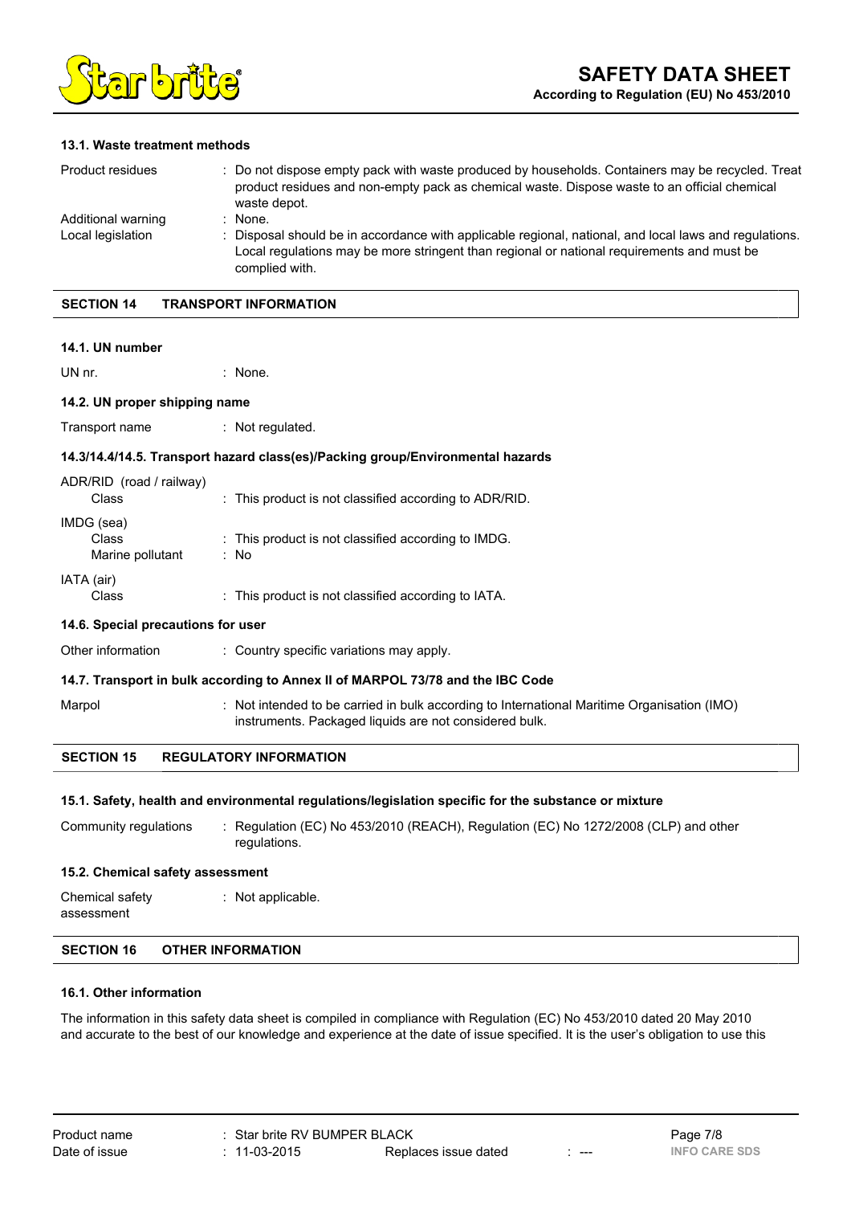#### 13.1. Waste treatment methods

| | |
|---|---|
| Product residues | : Do not dispose empty pack with waste produced by households. Containers may be recycled. Treat product residues and non-empty pack as chemical waste. Dispose waste to an official chemical waste depot. |
| Additional warning | : None. |
| Local legislation | : Disposal should be in accordance with applicable regional, national, and local laws and regulations. Local regulations may be more stringent than regional or national requirements and must be complied with. |

## SECTION 14 TRANSPORT INFORMATION

#### 14.1. UN number

UN nr. : None.

#### 14.2. UN proper shipping name

Transport name : Not regulated.

#### 14.3/14.4/14.5. Transport hazard class(es)/Packing group/Environmental hazards

ADR/RID (road / railway)
- Class : This product is not classified according to ADR/RID.

IMDG (sea)
- Class : This product is not classified according to IMDG.
- Marine pollutant : No

IATA (air)
- Class : This product is not classified according to IATA.

#### 14.6. Special precautions for user

Other information : Country specific variations may apply.

#### 14.7. Transport in bulk according to Annex II of MARPOL 73/78 and the IBC Code

Marpol : Not intended to be carried in bulk according to International Maritime Organisation (IMO) instruments. Packaged liquids are not considered bulk.

## SECTION 15 REGULATORY INFORMATION

#### 15.1. Safety, health and environmental regulations/legislation specific for the substance or mixture

Community regulations : Regulation (EC) No 453/2010 (REACH), Regulation (EC) No 1272/2008 (CLP) and other regulations.

#### 15.2. Chemical safety assessment

Chemical safety assessment : Not applicable.

## SECTION 16 OTHER INFORMATION

#### 16.1. Other information

The information in this safety data sheet is compiled in compliance with Regulation (EC) No 453/2010 dated 20 May 2010 and accurate to the best of our knowledge and experience at the date of issue specified. It is the user's obligation to use this

| | | | |
|---|---|---|---|
| Product name | : Star brite RV BUMPER BLACK | | |
| Date of issue | : 11-03-2015 | Replaces issue dated | : --- |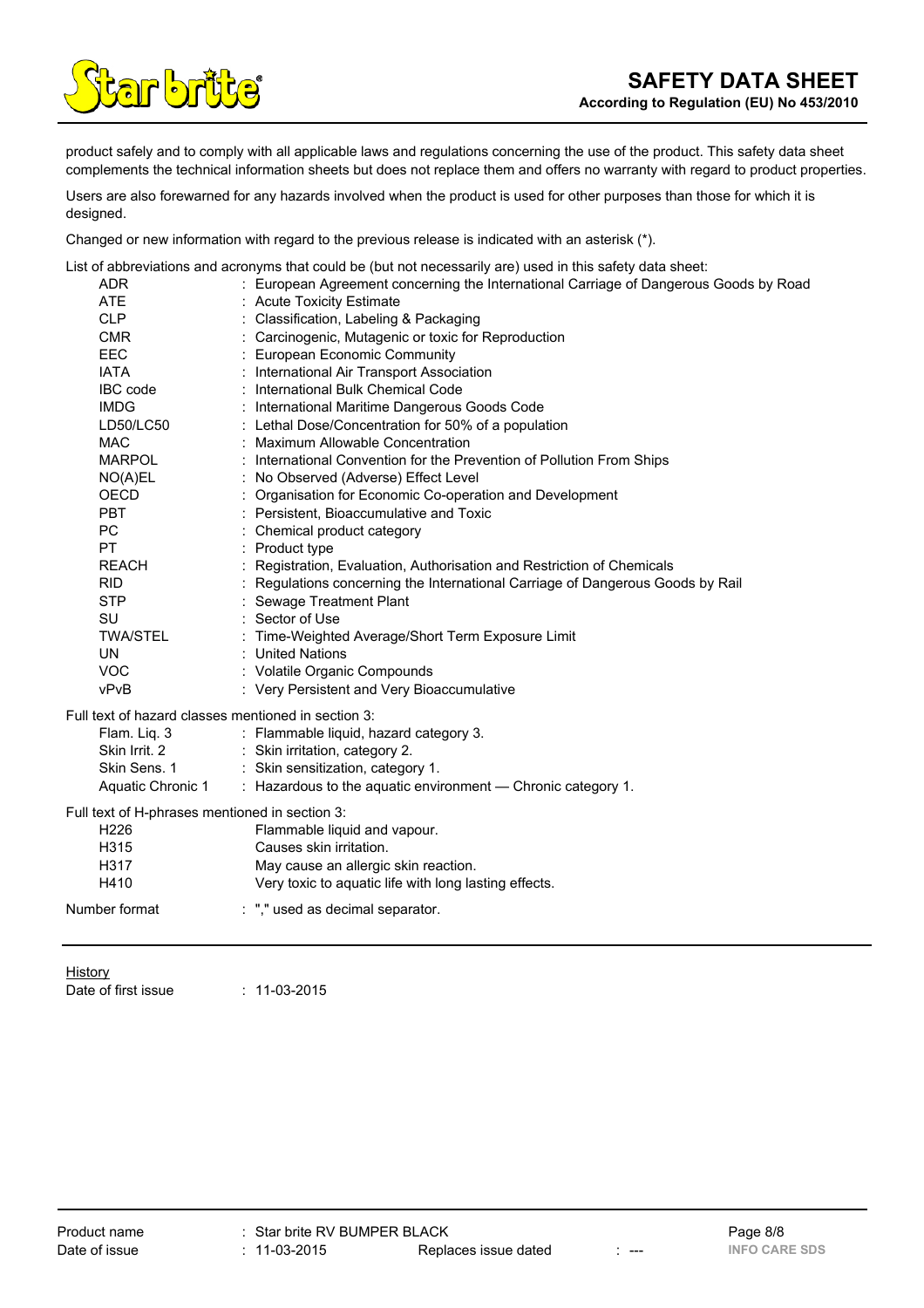product safely and to comply with all applicable laws and regulations concerning the use of the product. This safety data sheet complements the technical information sheets but does not replace them and offers no warranty with regard to product properties.

Users are also forewarned for any hazards involved when the product is used for other purposes than those for which it is designed.

Changed or new information with regard to the previous release is indicated with an asterisk (*).

List of abbreviations and acronyms that could be (but not necessarily are) used in this safety data sheet:

| | |
|---|---|
| ADR | : European Agreement concerning the International Carriage of Dangerous Goods by Road |
| ATE | : Acute Toxicity Estimate |
| CLP | : Classification, Labeling & Packaging |
| CMR | : Carcinogenic, Mutagenic or toxic for Reproduction |
| EEC | : European Economic Community |
| IATA | : International Air Transport Association |
| IBC code | : International Bulk Chemical Code |
| IMDG | : International Maritime Dangerous Goods Code |
| LD50/LC50 | : Lethal Dose/Concentration for 50% of a population |
| MAC | : Maximum Allowable Concentration |
| MARPOL | : International Convention for the Prevention of Pollution From Ships |
| NO(A)EL | : No Observed (Adverse) Effect Level |
| OECD | : Organisation for Economic Co-operation and Development |
| PBT | : Persistent, Bioaccumulative and Toxic |
| PC | : Chemical product category |
| PT | : Product type |
| REACH | : Registration, Evaluation, Authorisation and Restriction of Chemicals |
| RID | : Regulations concerning the International Carriage of Dangerous Goods by Rail |
| STP | : Sewage Treatment Plant |
| SU | : Sector of Use |
| TWA/STEL | : Time-Weighted Average/Short Term Exposure Limit |
| UN | : United Nations |
| VOC | : Volatile Organic Compounds |
| vPvB | : Very Persistent and Very Bioaccumulative |

Full text of hazard classes mentioned in section 3:

| | |
|---|---|
| Flam. Liq. 3 | : Flammable liquid, hazard category 3. |
| Skin Irrit. 2 | : Skin irritation, category 2. |
| Skin Sens. 1 | : Skin sensitization, category 1. |
| Aquatic Chronic 1 | : Hazardous to the aquatic environment — Chronic category 1. |

Full text of H-phrases mentioned in section 3:

| | |
|---|---|
| H226 | Flammable liquid and vapour. |
| H315 | Causes skin irritation. |
| H317 | May cause an allergic skin reaction. |
| H410 | Very toxic to aquatic life with long lasting effects. |

Number format : "," used as decimal separator.

History

Date of first issue : 11-03-2015